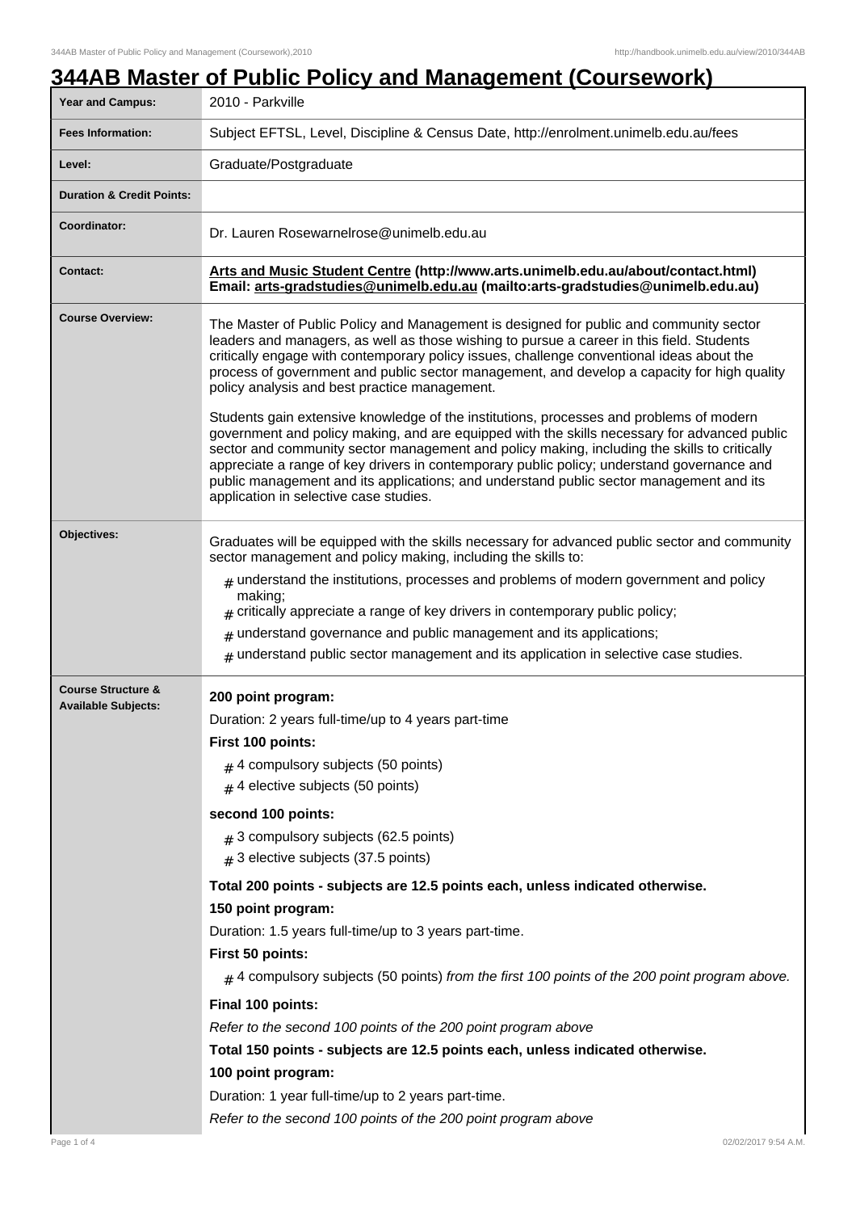# 344AB Master of Public Policy and Management (Coursework)

| | |
|---|---|
| **Year and Campus:** | 2010 - Parkville |
| **Fees Information:** | Subject EFTSL, Level, Discipline & Census Date, http://enrolment.unimelb.edu.au/fees |
| **Level:** | Graduate/Postgraduate |
| **Duration & Credit Points:** | |
| **Coordinator:** | Dr. Lauren Rosewarnelrose@unimelb.edu.au |
| **Contact:** | **Arts and Music Student Centre (http://www.arts.unimelb.edu.au/about/contact.html)** **Email: arts-gradstudies@unimelb.edu.au (mailto:arts-gradstudies@unimelb.edu.au)** |
| **Course Overview:** | The Master of Public Policy and Management is designed for public and community sector leaders and managers, as well as those wishing to pursue a career in this field. Students critically engage with contemporary policy issues, challenge conventional ideas about the process of government and public sector management, and develop a capacity for high quality policy analysis and best practice management.<br><br>Students gain extensive knowledge of the institutions, processes and problems of modern government and policy making, and are equipped with the skills necessary for advanced public sector and community sector management and policy making, including the skills to critically appreciate a range of key drivers in contemporary public policy; understand governance and public management and its applications; and understand public sector management and its application in selective case studies. |
| **Objectives:** | Graduates will be equipped with the skills necessary for advanced public sector and community sector management and policy making, including the skills to:<br># understand the institutions, processes and problems of modern government and policy making;<br># critically appreciate a range of key drivers in contemporary public policy;<br># understand governance and public management and its applications;<br># understand public sector management and its application in selective case studies. |
| **Course Structure & Available Subjects:** | **200 point program:**<br>Duration: 2 years full-time/up to 4 years part-time<br>**First 100 points:**<br># 4 compulsory subjects (50 points)<br># 4 elective subjects (50 points)<br>**second 100 points:**<br># 3 compulsory subjects (62.5 points)<br># 3 elective subjects (37.5 points)<br>**Total 200 points - subjects are 12.5 points each, unless indicated otherwise.**<br>**150 point program:**<br>Duration: 1.5 years full-time/up to 3 years part-time.<br>**First 50 points:**<br># 4 compulsory subjects (50 points) *from the first 100 points of the 200 point program above.*<br>**Final 100 points:**<br>*Refer to the second 100 points of the 200 point program above*<br>**Total 150 points - subjects are 12.5 points each, unless indicated otherwise.**<br>**100 point program:**<br>Duration: 1 year full-time/up to 2 years part-time.<br>*Refer to the second 100 points of the 200 point program above* |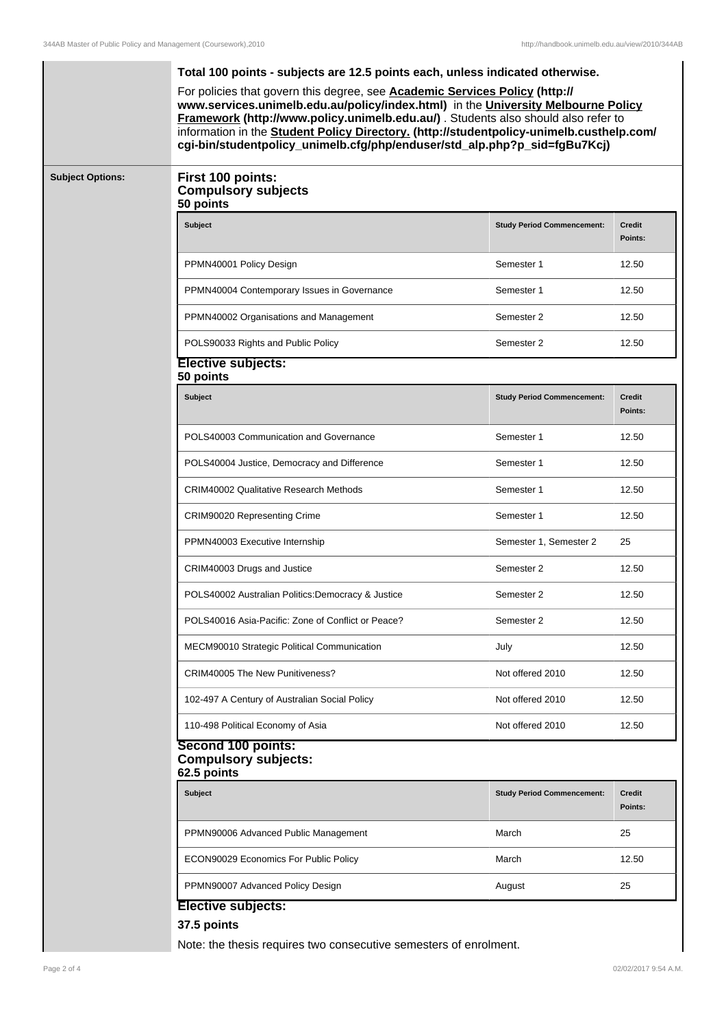**Total 100 points - subjects are 12.5 points each, unless indicated otherwise.**

For policies that govern this degree, see **Academic Services Policy (http://www.services.unimelb.edu.au/policy/index.html)** in the **University Melbourne Policy Framework (http://www.policy.unimelb.edu.au/)**. Students also should also refer to information in the **Student Policy Directory. (http://studentpolicy-unimelb.custhelp.com/cgi-bin/studentpolicy_unimelb.cfg/php/enduser/std_alp.php?p_sid=fgBu7Kcj)**

## Subject Options:

### First 100 points:
### Compulsory subjects
### 50 points

| Subject | Study Period Commencement: | Credit Points: |
| --- | --- | --- |
| PPMN40001 Policy Design | Semester 1 | 12.50 |
| PPMN40004 Contemporary Issues in Governance | Semester 1 | 12.50 |
| PPMN40002 Organisations and Management | Semester 2 | 12.50 |
| POLS90033 Rights and Public Policy | Semester 2 | 12.50 |

### Elective subjects:
### 50 points

| Subject | Study Period Commencement: | Credit Points: |
| --- | --- | --- |
| POLS40003 Communication and Governance | Semester 1 | 12.50 |
| POLS40004 Justice, Democracy and Difference | Semester 1 | 12.50 |
| CRIM40002 Qualitative Research Methods | Semester 1 | 12.50 |
| CRIM90020 Representing Crime | Semester 1 | 12.50 |
| PPMN40003 Executive Internship | Semester 1, Semester 2 | 25 |
| CRIM40003 Drugs and Justice | Semester 2 | 12.50 |
| POLS40002 Australian Politics:Democracy & Justice | Semester 2 | 12.50 |
| POLS40016 Asia-Pacific: Zone of Conflict or Peace? | Semester 2 | 12.50 |
| MECM90010 Strategic Political Communication | July | 12.50 |
| CRIM40005 The New Punitiveness? | Not offered 2010 | 12.50 |
| 102-497 A Century of Australian Social Policy | Not offered 2010 | 12.50 |
| 110-498 Political Economy of Asia | Not offered 2010 | 12.50 |

### Second 100 points:
### Compulsory subjects:
### 62.5 points

| Subject | Study Period Commencement: | Credit Points: |
| --- | --- | --- |
| PPMN90006 Advanced Public Management | March | 25 |
| ECON90029 Economics For Public Policy | March | 12.50 |
| PPMN90007 Advanced Policy Design | August | 25 |

### Elective subjects:

**37.5 points**

Note: the thesis requires two consecutive semesters of enrolment.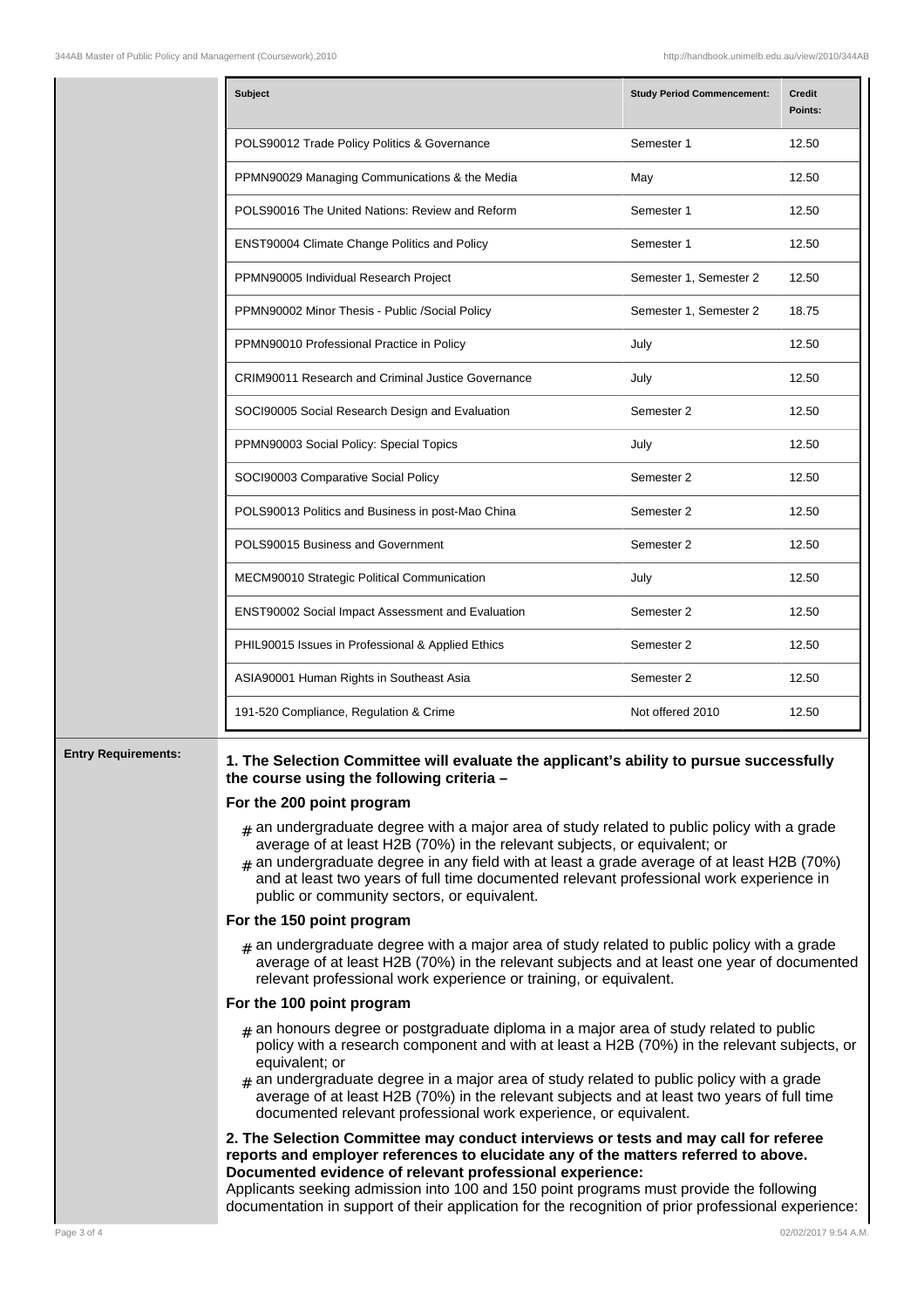| Subject | Study Period Commencement: | Credit Points: |
|---|---|---|
| POLS90012 Trade Policy Politics & Governance | Semester 1 | 12.50 |
| PPMN90029 Managing Communications & the Media | May | 12.50 |
| POLS90016 The United Nations: Review and Reform | Semester 1 | 12.50 |
| ENST90004 Climate Change Politics and Policy | Semester 1 | 12.50 |
| PPMN90005 Individual Research Project | Semester 1, Semester 2 | 12.50 |
| PPMN90002 Minor Thesis - Public /Social Policy | Semester 1, Semester 2 | 18.75 |
| PPMN90010 Professional Practice in Policy | July | 12.50 |
| CRIM90011 Research and Criminal Justice Governance | July | 12.50 |
| SOCI90005 Social Research Design and Evaluation | Semester 2 | 12.50 |
| PPMN90003 Social Policy: Special Topics | July | 12.50 |
| SOCI90003 Comparative Social Policy | Semester 2 | 12.50 |
| POLS90013 Politics and Business in post-Mao China | Semester 2 | 12.50 |
| POLS90015 Business and Government | Semester 2 | 12.50 |
| MECM90010 Strategic Political Communication | July | 12.50 |
| ENST90002 Social Impact Assessment and Evaluation | Semester 2 | 12.50 |
| PHIL90015 Issues in Professional & Applied Ethics | Semester 2 | 12.50 |
| ASIA90001 Human Rights in Southeast Asia | Semester 2 | 12.50 |
| 191-520 Compliance, Regulation & Crime | Not offered 2010 | 12.50 |

**Entry Requirements:**

**1. The Selection Committee will evaluate the applicant's ability to pursue successfully the course using the following criteria –**

**For the 200 point program**

- an undergraduate degree with a major area of study related to public policy with a grade average of at least H2B (70%) in the relevant subjects, or equivalent; or
- an undergraduate degree in any field with at least a grade average of at least H2B (70%) and at least two years of full time documented relevant professional work experience in public or community sectors, or equivalent.

**For the 150 point program**

- an undergraduate degree with a major area of study related to public policy with a grade average of at least H2B (70%) in the relevant subjects and at least one year of documented relevant professional work experience or training, or equivalent.

**For the 100 point program**

- an honours degree or postgraduate diploma in a major area of study related to public policy with a research component and with at least a H2B (70%) in the relevant subjects, or equivalent; or
- an undergraduate degree in a major area of study related to public policy with a grade average of at least H2B (70%) in the relevant subjects and at least two years of full time documented relevant professional work experience, or equivalent.

**2. The Selection Committee may conduct interviews or tests and may call for referee reports and employer references to elucidate any of the matters referred to above.**

**Documented evidence of relevant professional experience:**

Applicants seeking admission into 100 and 150 point programs must provide the following documentation in support of their application for the recognition of prior professional experience: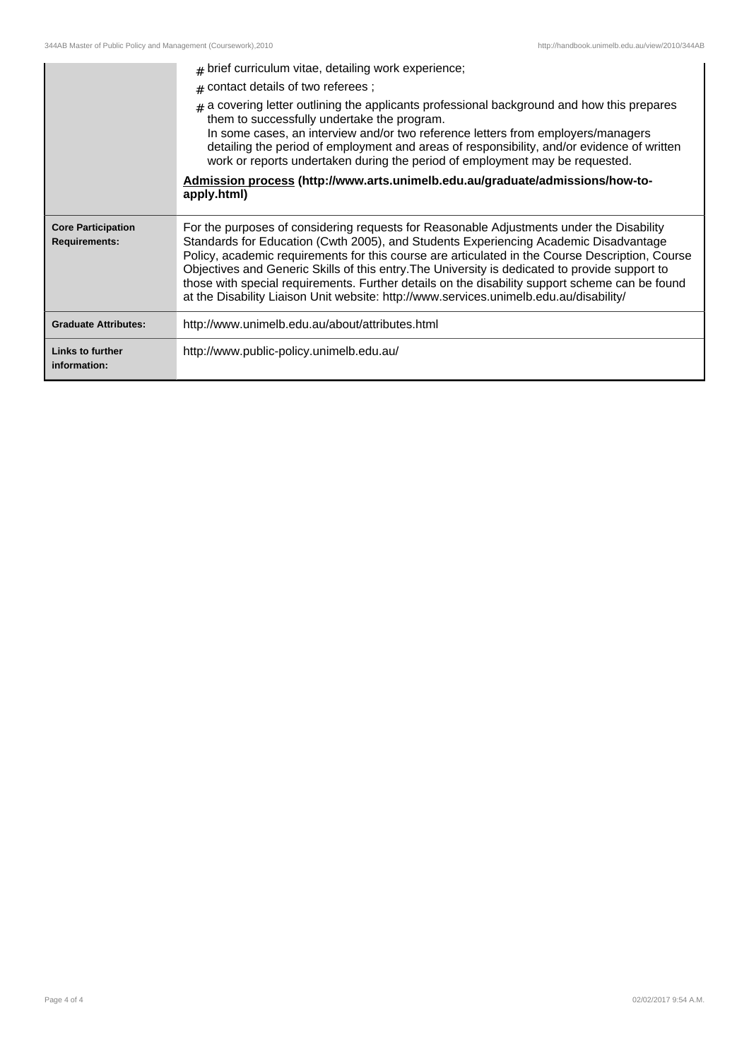| | |
|---|---|
| | # brief curriculum vitae, detailing work experience;<br># contact details of two referees ;<br># a covering letter outlining the applicants professional background and how this prepares them to successfully undertake the program.<br>In some cases, an interview and/or two reference letters from employers/managers detailing the period of employment and areas of responsibility, and/or evidence of written work or reports undertaken during the period of employment may be requested.<br>**Admission process (http://www.arts.unimelb.edu.au/graduate/admissions/how-to-apply.html)** |
| **Core Participation Requirements:** | For the purposes of considering requests for Reasonable Adjustments under the Disability Standards for Education (Cwth 2005), and Students Experiencing Academic Disadvantage Policy, academic requirements for this course are articulated in the Course Description, Course Objectives and Generic Skills of this entry.The University is dedicated to provide support to those with special requirements. Further details on the disability support scheme can be found at the Disability Liaison Unit website: http://www.services.unimelb.edu.au/disability/ |
| **Graduate Attributes:** | http://www.unimelb.edu.au/about/attributes.html |
| **Links to further information:** | http://www.public-policy.unimelb.edu.au/ |